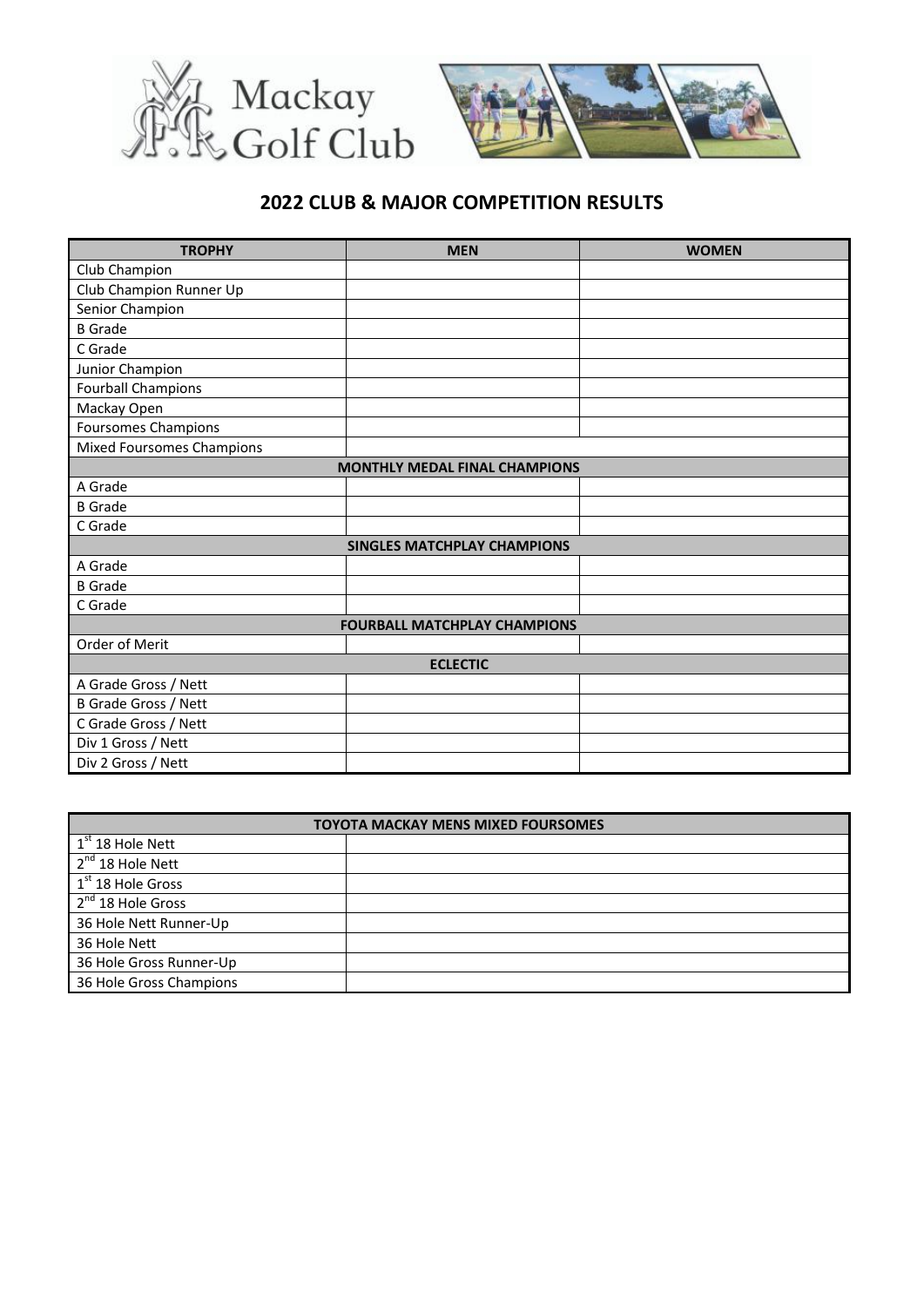# Mackay Golf Club

## 2022 CLUB & MAJOR COMPETITION RESULTS

| TROPHY | MEN | WOMEN |
|---|---|---|
| Club Champion | | |
| Club Champion Runner Up | | |
| Senior Champion | | |
| B Grade | | |
| C Grade | | |
| Junior Champion | | |
| Fourball Champions | | |
| Mackay Open | | |
| Foursomes Champions | | |
| Mixed Foursomes Champions | | |
| **MONTHLY MEDAL FINAL CHAMPIONS** | | |
| A Grade | | |
| B Grade | | |
| C Grade | | |
| **SINGLES MATCHPLAY CHAMPIONS** | | |
| A Grade | | |
| B Grade | | |
| C Grade | | |
| **FOURBALL MATCHPLAY CHAMPIONS** | | |
| Order of Merit | | |
| **ECLECTIC** | | |
| A Grade Gross / Nett | | |
| B Grade Gross / Nett | | |
| C Grade Gross / Nett | | |
| Div 1 Gross / Nett | | |
| Div 2 Gross / Nett | | |

| TOYOTA MACKAY MENS MIXED FOURSOMES | |
|---|---|
| 1st 18 Hole Nett | |
| 2nd 18 Hole Nett | |
| 1st 18 Hole Gross | |
| 2nd 18 Hole Gross | |
| 36 Hole Nett Runner-Up | |
| 36 Hole Nett | |
| 36 Hole Gross Runner-Up | |
| 36 Hole Gross Champions | |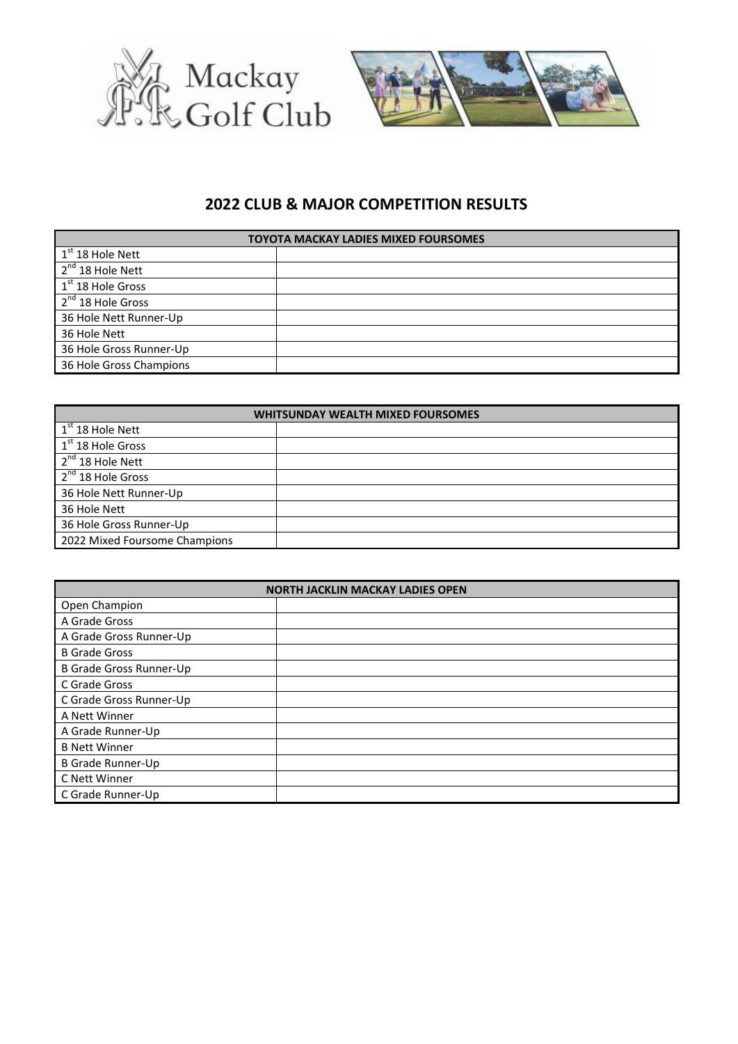# Mackay Golf Club

## 2022 CLUB & MAJOR COMPETITION RESULTS

| TOYOTA MACKAY LADIES MIXED FOURSOMES | |
|---|---|
| 1st 18 Hole Nett | |
| 2nd 18 Hole Nett | |
| 1st 18 Hole Gross | |
| 2nd 18 Hole Gross | |
| 36 Hole Nett Runner-Up | |
| 36 Hole Nett | |
| 36 Hole Gross Runner-Up | |
| 36 Hole Gross Champions | |

| WHITSUNDAY WEALTH MIXED FOURSOMES | |
|---|---|
| 1st 18 Hole Nett | |
| 1st 18 Hole Gross | |
| 2nd 18 Hole Nett | |
| 2nd 18 Hole Gross | |
| 36 Hole Nett Runner-Up | |
| 36 Hole Nett | |
| 36 Hole Gross Runner-Up | |
| 2022 Mixed Foursome Champions | |

| NORTH JACKLIN MACKAY LADIES OPEN | |
|---|---|
| Open Champion | |
| A Grade Gross | |
| A Grade Gross Runner-Up | |
| B Grade Gross | |
| B Grade Gross Runner-Up | |
| C Grade Gross | |
| C Grade Gross Runner-Up | |
| A Nett Winner | |
| A Grade Runner-Up | |
| B Nett Winner | |
| B Grade Runner-Up | |
| C Nett Winner | |
| C Grade Runner-Up | |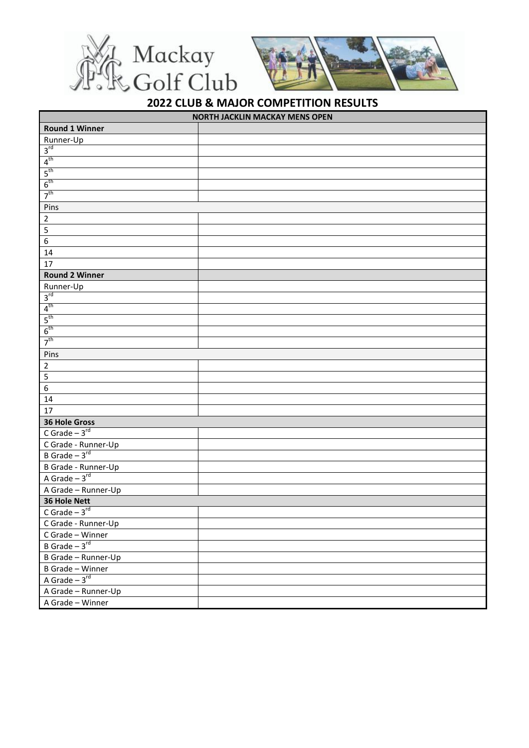# Mackay Golf Club

## 2022 CLUB & MAJOR COMPETITION RESULTS

| NORTH JACKLIN MACKAY MENS OPEN | |
|---|---|
| **Round 1 Winner** | |
| Runner-Up | |
| 3rd | |
| 4th | |
| 5th | |
| 6th | |
| 7th | |
| Pins | |
| 2 | |
| 5 | |
| 6 | |
| 14 | |
| 17 | |
| **Round 2 Winner** | |
| Runner-Up | |
| 3rd | |
| 4th | |
| 5th | |
| 6th | |
| 7th | |
| Pins | |
| 2 | |
| 5 | |
| 6 | |
| 14 | |
| 17 | |
| **36 Hole Gross** | |
| C Grade – 3rd | |
| C Grade - Runner-Up | |
| B Grade – 3rd | |
| B Grade - Runner-Up | |
| A Grade – 3rd | |
| A Grade – Runner-Up | |
| **36 Hole Nett** | |
| C Grade – 3rd | |
| C Grade - Runner-Up | |
| C Grade – Winner | |
| B Grade – 3rd | |
| B Grade – Runner-Up | |
| B Grade – Winner | |
| A Grade – 3rd | |
| A Grade – Runner-Up | |
| A Grade – Winner | |